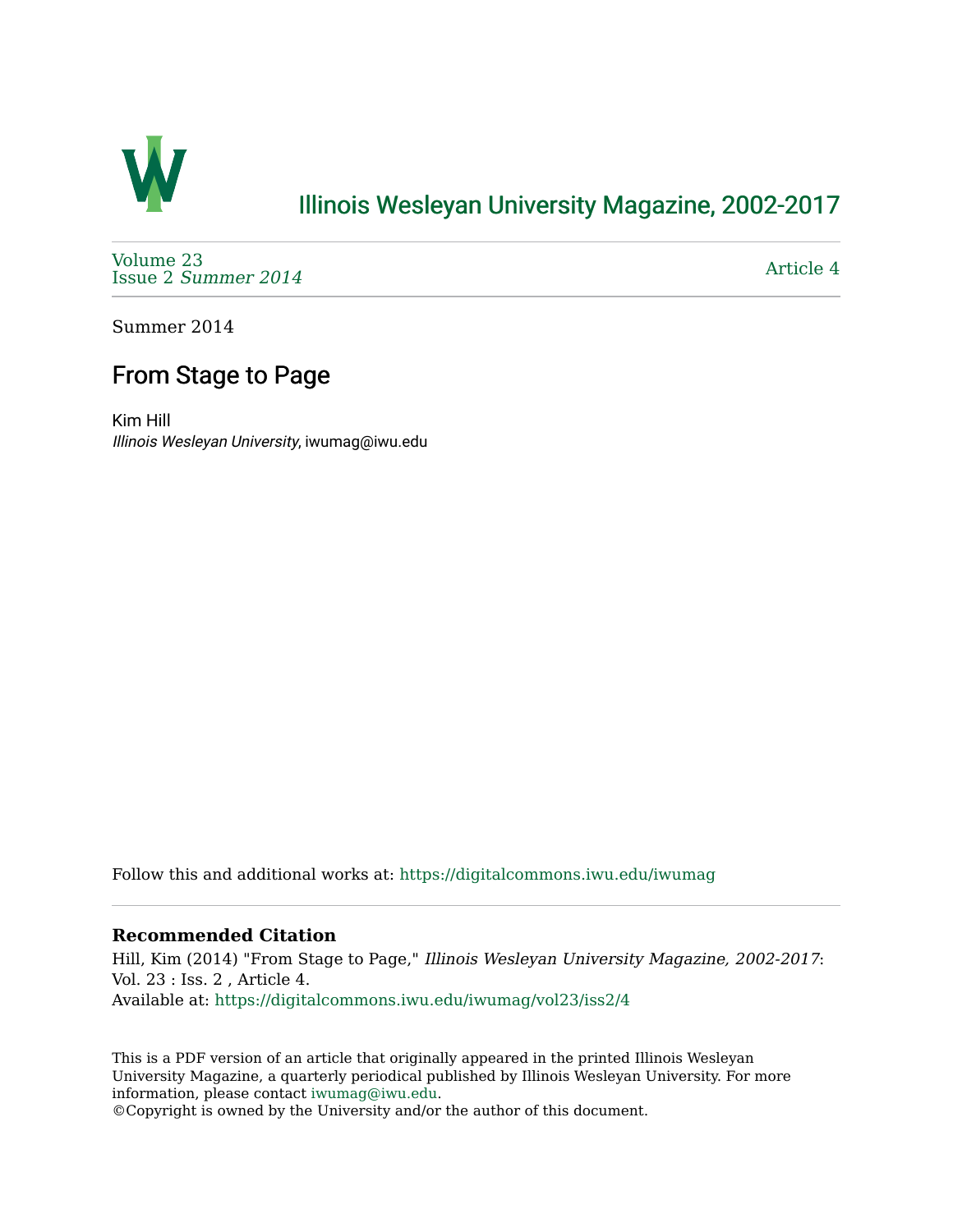# Illinois Wesleyan University Magazine, 2002-2017

Volume 23
Issue 2 *Summer 2014*

Article 4

Summer 2014

## From Stage to Page

Kim Hill
*Illinois Wesleyan University*, iwumag@iwu.edu

Follow this and additional works at: https://digitalcommons.iwu.edu/iwumag

### Recommended Citation

Hill, Kim (2014) "From Stage to Page," *Illinois Wesleyan University Magazine, 2002-2017*: Vol. 23 : Iss. 2 , Article 4.
Available at: https://digitalcommons.iwu.edu/iwumag/vol23/iss2/4

This is a PDF version of an article that originally appeared in the printed Illinois Wesleyan University Magazine, a quarterly periodical published by Illinois Wesleyan University. For more information, please contact iwumag@iwu.edu.
©Copyright is owned by the University and/or the author of this document.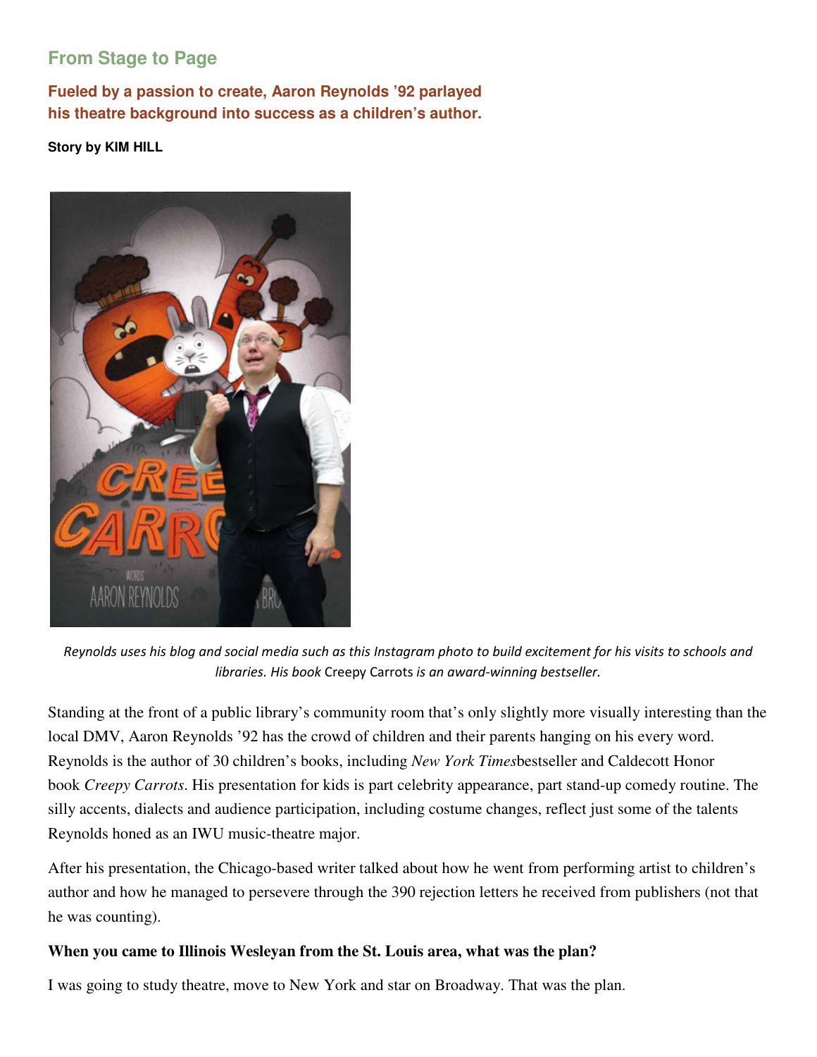## From Stage to Page

**Fueled by a passion to create, Aaron Reynolds '92 parlayed his theatre background into success as a children's author.**

**Story by KIM HILL**

*Reynolds uses his blog and social media such as this Instagram photo to build excitement for his visits to schools and libraries. His book* Creepy Carrots *is an award-winning bestseller.*

Standing at the front of a public library's community room that's only slightly more visually interesting than the local DMV, Aaron Reynolds '92 has the crowd of children and their parents hanging on his every word. Reynolds is the author of 30 children's books, including *New York Times* bestseller and Caldecott Honor book *Creepy Carrots*. His presentation for kids is part celebrity appearance, part stand-up comedy routine. The silly accents, dialects and audience participation, including costume changes, reflect just some of the talents Reynolds honed as an IWU music-theatre major.

After his presentation, the Chicago-based writer talked about how he went from performing artist to children's author and how he managed to persevere through the 390 rejection letters he received from publishers (not that he was counting).

**When you came to Illinois Wesleyan from the St. Louis area, what was the plan?**

I was going to study theatre, move to New York and star on Broadway. That was the plan.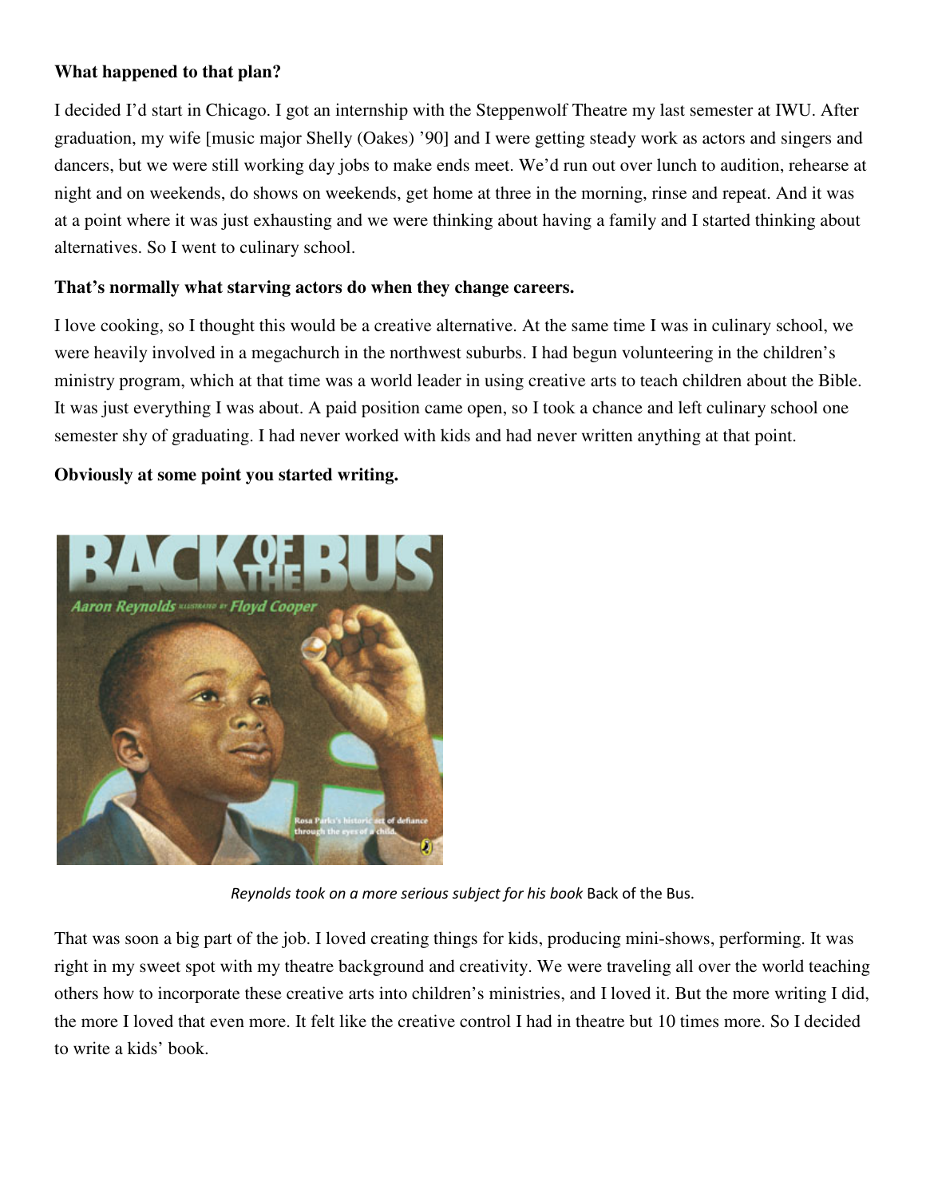**What happened to that plan?**

I decided I'd start in Chicago. I got an internship with the Steppenwolf Theatre my last semester at IWU. After graduation, my wife [music major Shelly (Oakes) '90] and I were getting steady work as actors and singers and dancers, but we were still working day jobs to make ends meet. We'd run out over lunch to audition, rehearse at night and on weekends, do shows on weekends, get home at three in the morning, rinse and repeat. And it was at a point where it was just exhausting and we were thinking about having a family and I started thinking about alternatives. So I went to culinary school.

**That's normally what starving actors do when they change careers.**

I love cooking, so I thought this would be a creative alternative. At the same time I was in culinary school, we were heavily involved in a megachurch in the northwest suburbs. I had begun volunteering in the children's ministry program, which at that time was a world leader in using creative arts to teach children about the Bible. It was just everything I was about. A paid position came open, so I took a chance and left culinary school one semester shy of graduating. I had never worked with kids and had never written anything at that point.

**Obviously at some point you started writing.**

*Reynolds took on a more serious subject for his book* Back of the Bus.

That was soon a big part of the job. I loved creating things for kids, producing mini-shows, performing. It was right in my sweet spot with my theatre background and creativity. We were traveling all over the world teaching others how to incorporate these creative arts into children's ministries, and I loved it. But the more writing I did, the more I loved that even more. It felt like the creative control I had in theatre but 10 times more. So I decided to write a kids' book.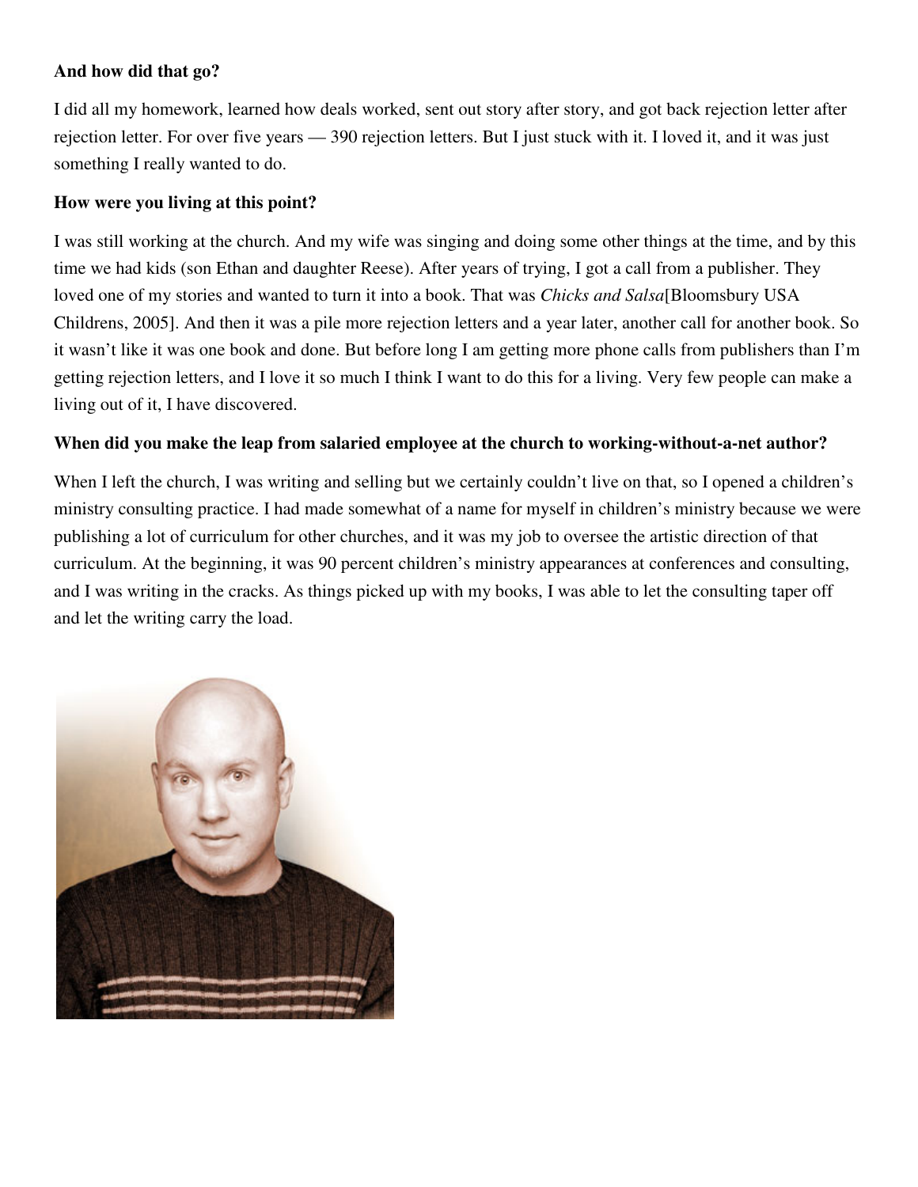**And how did that go?**

I did all my homework, learned how deals worked, sent out story after story, and got back rejection letter after rejection letter. For over five years — 390 rejection letters. But I just stuck with it. I loved it, and it was just something I really wanted to do.

**How were you living at this point?**

I was still working at the church. And my wife was singing and doing some other things at the time, and by this time we had kids (son Ethan and daughter Reese). After years of trying, I got a call from a publisher. They loved one of my stories and wanted to turn it into a book. That was *Chicks and Salsa*[Bloomsbury USA Childrens, 2005]. And then it was a pile more rejection letters and a year later, another call for another book. So it wasn't like it was one book and done. But before long I am getting more phone calls from publishers than I'm getting rejection letters, and I love it so much I think I want to do this for a living. Very few people can make a living out of it, I have discovered.

**When did you make the leap from salaried employee at the church to working-without-a-net author?**

When I left the church, I was writing and selling but we certainly couldn't live on that, so I opened a children's ministry consulting practice. I had made somewhat of a name for myself in children's ministry because we were publishing a lot of curriculum for other churches, and it was my job to oversee the artistic direction of that curriculum. At the beginning, it was 90 percent children's ministry appearances at conferences and consulting, and I was writing in the cracks. As things picked up with my books, I was able to let the consulting taper off and let the writing carry the load.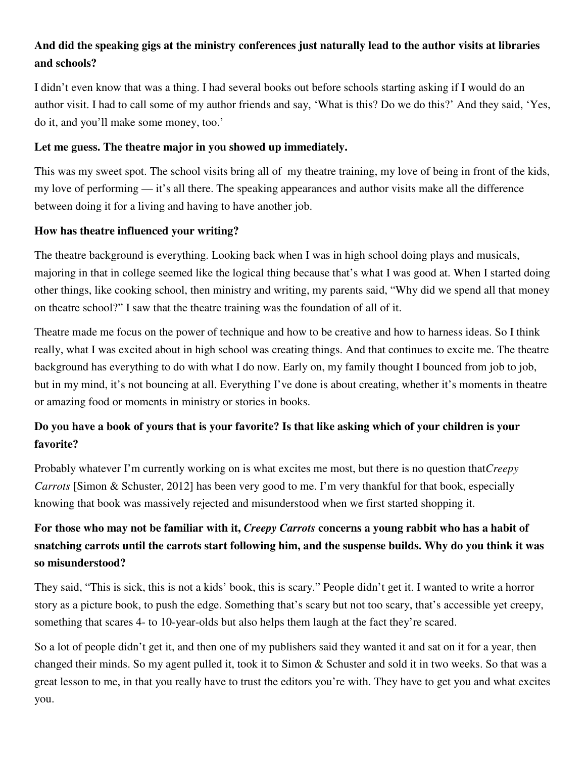**And did the speaking gigs at the ministry conferences just naturally lead to the author visits at libraries and schools?**

I didn't even know that was a thing. I had several books out before schools starting asking if I would do an author visit. I had to call some of my author friends and say, 'What is this? Do we do this?' And they said, 'Yes, do it, and you'll make some money, too.'

**Let me guess. The theatre major in you showed up immediately.**

This was my sweet spot. The school visits bring all of my theatre training, my love of being in front of the kids, my love of performing — it's all there. The speaking appearances and author visits make all the difference between doing it for a living and having to have another job.

**How has theatre influenced your writing?**

The theatre background is everything. Looking back when I was in high school doing plays and musicals, majoring in that in college seemed like the logical thing because that's what I was good at. When I started doing other things, like cooking school, then ministry and writing, my parents said, "Why did we spend all that money on theatre school?" I saw that the theatre training was the foundation of all of it.

Theatre made me focus on the power of technique and how to be creative and how to harness ideas. So I think really, what I was excited about in high school was creating things. And that continues to excite me. The theatre background has everything to do with what I do now. Early on, my family thought I bounced from job to job, but in my mind, it's not bouncing at all. Everything I've done is about creating, whether it's moments in theatre or amazing food or moments in ministry or stories in books.

**Do you have a book of yours that is your favorite? Is that like asking which of your children is your favorite?**

Probably whatever I'm currently working on is what excites me most, but there is no question that*Creepy Carrots* [Simon & Schuster, 2012] has been very good to me. I'm very thankful for that book, especially knowing that book was massively rejected and misunderstood when we first started shopping it.

**For those who may not be familiar with it, *Creepy Carrots* concerns a young rabbit who has a habit of snatching carrots until the carrots start following him, and the suspense builds. Why do you think it was so misunderstood?**

They said, "This is sick, this is not a kids' book, this is scary." People didn't get it. I wanted to write a horror story as a picture book, to push the edge. Something that's scary but not too scary, that's accessible yet creepy, something that scares 4- to 10-year-olds but also helps them laugh at the fact they're scared.

So a lot of people didn't get it, and then one of my publishers said they wanted it and sat on it for a year, then changed their minds. So my agent pulled it, took it to Simon & Schuster and sold it in two weeks. So that was a great lesson to me, in that you really have to trust the editors you're with. They have to get you and what excites you.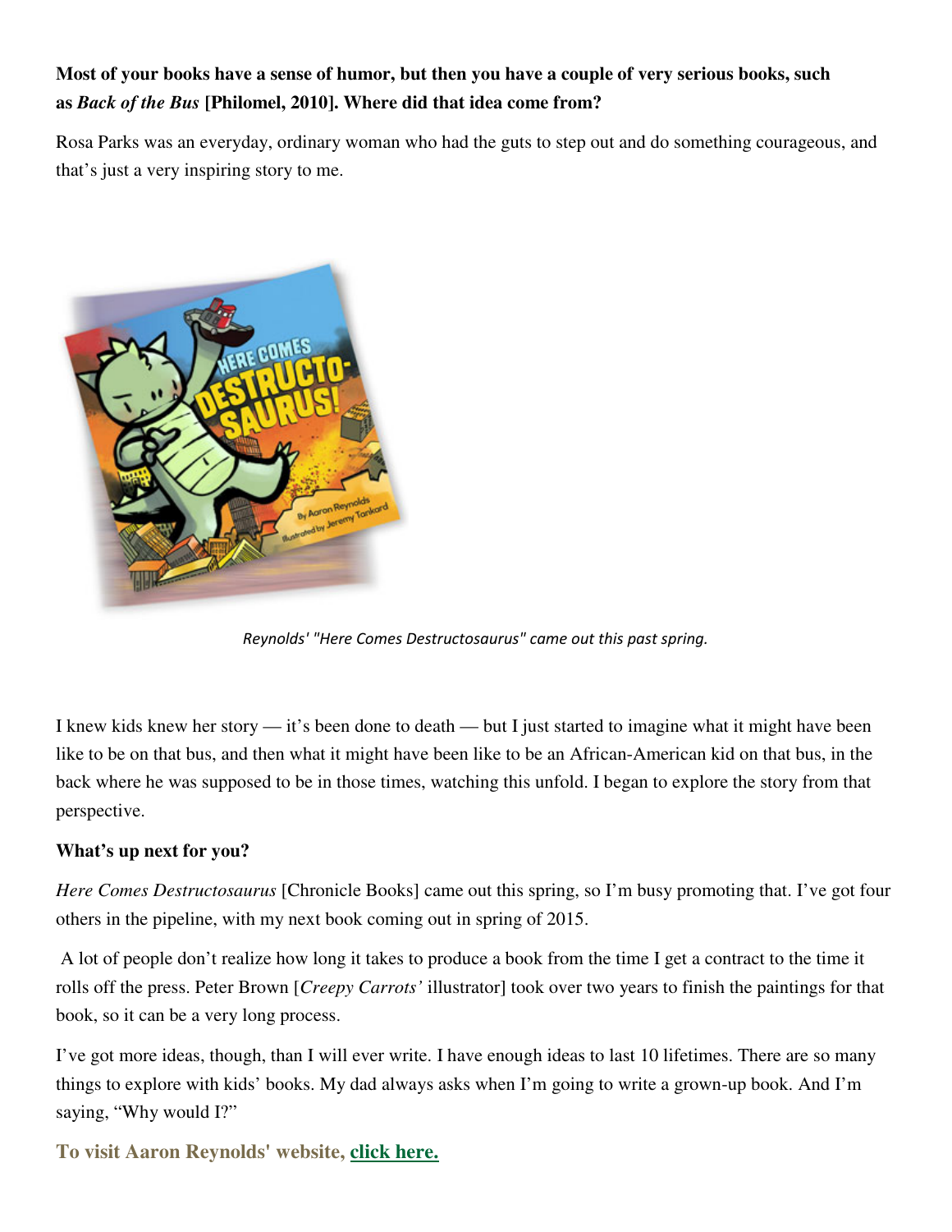**Most of your books have a sense of humor, but then you have a couple of very serious books, such as *Back of the Bus* [Philomel, 2010]. Where did that idea come from?**

Rosa Parks was an everyday, ordinary woman who had the guts to step out and do something courageous, and that's just a very inspiring story to me.

*Reynolds' "Here Comes Destructosaurus" came out this past spring.*

I knew kids knew her story — it's been done to death — but I just started to imagine what it might have been like to be on that bus, and then what it might have been like to be an African-American kid on that bus, in the back where he was supposed to be in those times, watching this unfold. I began to explore the story from that perspective.

**What's up next for you?**

*Here Comes Destructosaurus* [Chronicle Books] came out this spring, so I'm busy promoting that. I've got four others in the pipeline, with my next book coming out in spring of 2015.

A lot of people don't realize how long it takes to produce a book from the time I get a contract to the time it rolls off the press. Peter Brown [*Creepy Carrots'* illustrator] took over two years to finish the paintings for that book, so it can be a very long process.

I've got more ideas, though, than I will ever write. I have enough ideas to last 10 lifetimes. There are so many things to explore with kids' books. My dad always asks when I'm going to write a grown-up book. And I'm saying, "Why would I?"

**To visit Aaron Reynolds' website, click here.**